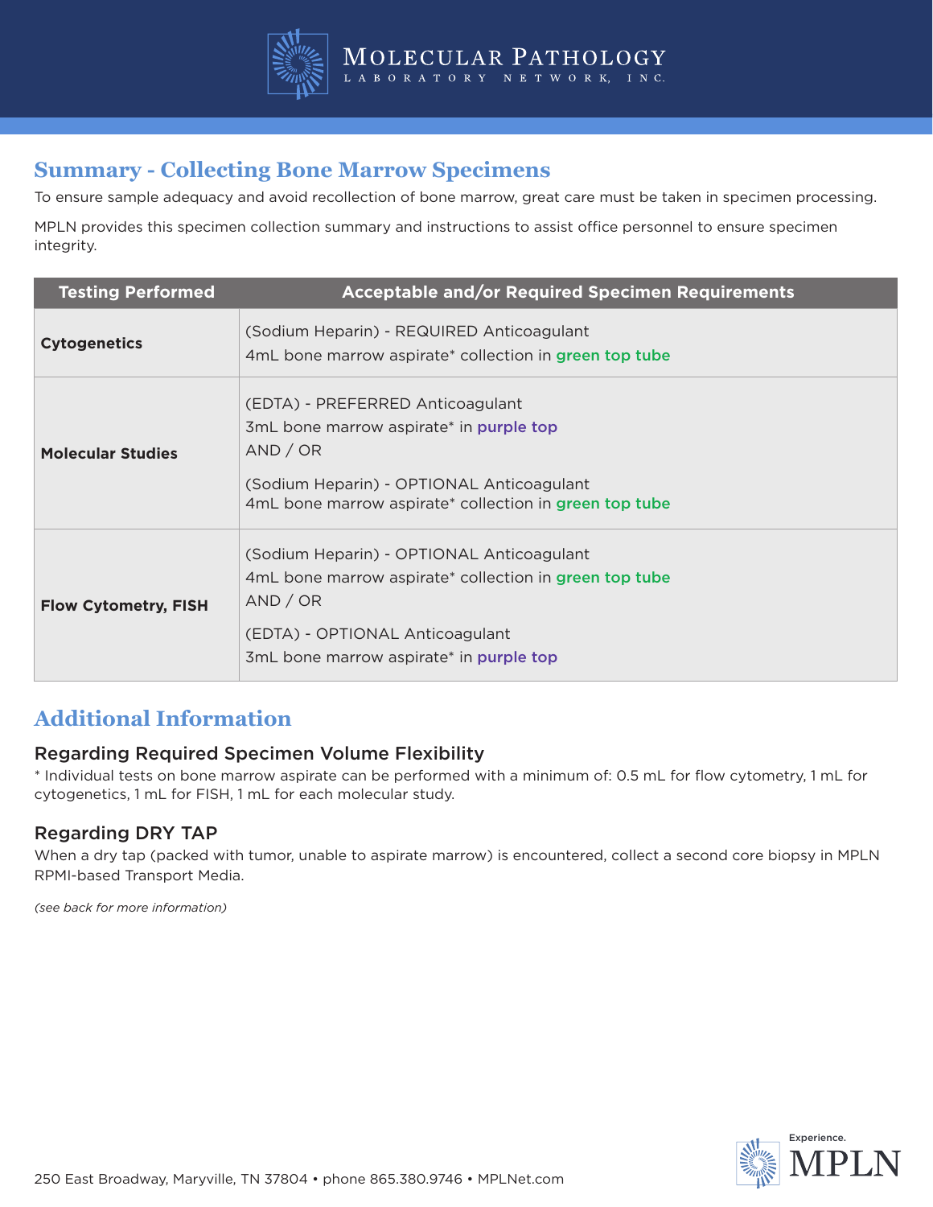# Molecular Pathology Laboratory Network, Inc.

## Summary - Collecting Bone Marrow Specimens

To ensure sample adequacy and avoid recollection of bone marrow, great care must be taken in specimen processing.

MPLN provides this specimen collection summary and instructions to assist office personnel to ensure specimen integrity.

| Testing Performed | Acceptable and/or Required Specimen Requirements |
|---|---|
| **Cytogenetics** | (Sodium Heparin) - REQUIRED Anticoagulant<br>4mL bone marrow aspirate* collection in **green top tube** |
| **Molecular Studies** | (EDTA) - PREFERRED Anticoagulant<br>3mL bone marrow aspirate* in **purple top**<br>AND / OR<br>(Sodium Heparin) - OPTIONAL Anticoagulant<br>4mL bone marrow aspirate* collection in **green top tube** |
| **Flow Cytometry, FISH** | (Sodium Heparin) - OPTIONAL Anticoagulant<br>4mL bone marrow aspirate* collection in **green top tube**<br>AND / OR<br>(EDTA) - OPTIONAL Anticoagulant<br>3mL bone marrow aspirate* in **purple top** |

## Additional Information

### Regarding Required Specimen Volume Flexibility

* Individual tests on bone marrow aspirate can be performed with a minimum of: 0.5 mL for flow cytometry, 1 mL for cytogenetics, 1 mL for FISH, 1 mL for each molecular study.

### Regarding DRY TAP

When a dry tap (packed with tumor, unable to aspirate marrow) is encountered, collect a second core biopsy in MPLN RPMI-based Transport Media.

*(see back for more information)*

250 East Broadway, Maryville, TN 37804 • phone 865.380.9746 • MPLNet.com

Experience. MPLN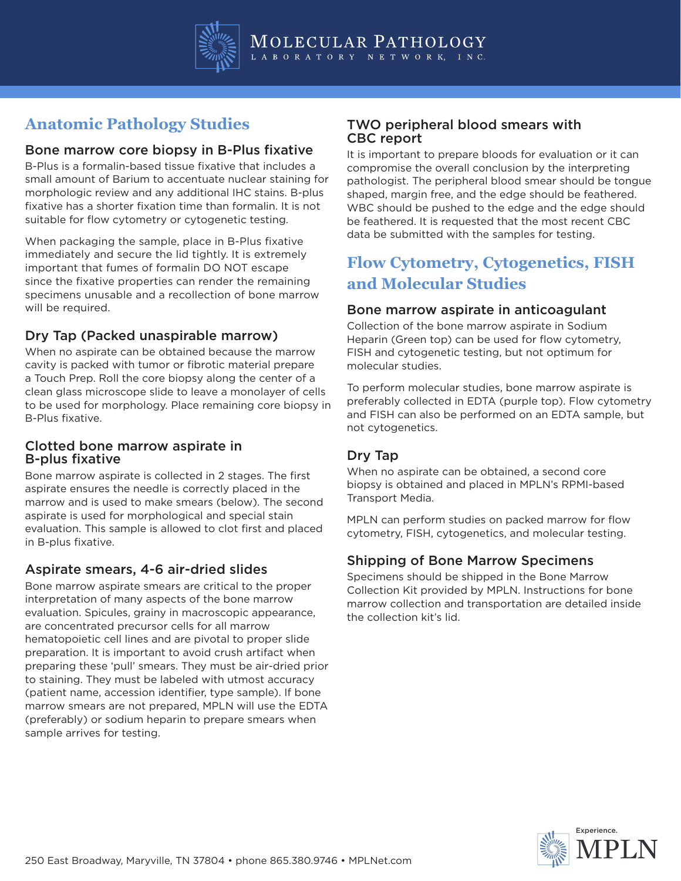## Anatomic Pathology Studies

### Bone marrow core biopsy in B-Plus fixative

B-Plus is a formalin-based tissue fixative that includes a small amount of Barium to accentuate nuclear staining for morphologic review and any additional IHC stains. B-plus fixative has a shorter fixation time than formalin. It is not suitable for flow cytometry or cytogenetic testing.

When packaging the sample, place in B-Plus fixative immediately and secure the lid tightly. It is extremely important that fumes of formalin DO NOT escape since the fixative properties can render the remaining specimens unusable and a recollection of bone marrow will be required.

### Dry Tap (Packed unaspirable marrow)

When no aspirate can be obtained because the marrow cavity is packed with tumor or fibrotic material prepare a Touch Prep. Roll the core biopsy along the center of a clean glass microscope slide to leave a monolayer of cells to be used for morphology. Place remaining core biopsy in B-Plus fixative.

### Clotted bone marrow aspirate in B-plus fixative

Bone marrow aspirate is collected in 2 stages. The first aspirate ensures the needle is correctly placed in the marrow and is used to make smears (below). The second aspirate is used for morphological and special stain evaluation. This sample is allowed to clot first and placed in B-plus fixative.

### Aspirate smears, 4-6 air-dried slides

Bone marrow aspirate smears are critical to the proper interpretation of many aspects of the bone marrow evaluation. Spicules, grainy in macroscopic appearance, are concentrated precursor cells for all marrow hematopoietic cell lines and are pivotal to proper slide preparation. It is important to avoid crush artifact when preparing these 'pull' smears. They must be air-dried prior to staining. They must be labeled with utmost accuracy (patient name, accession identifier, type sample). If bone marrow smears are not prepared, MPLN will use the EDTA (preferably) or sodium heparin to prepare smears when sample arrives for testing.

### TWO peripheral blood smears with CBC report

It is important to prepare bloods for evaluation or it can compromise the overall conclusion by the interpreting pathologist. The peripheral blood smear should be tongue shaped, margin free, and the edge should be feathered. WBC should be pushed to the edge and the edge should be feathered. It is requested that the most recent CBC data be submitted with the samples for testing.

## Flow Cytometry, Cytogenetics, FISH and Molecular Studies

### Bone marrow aspirate in anticoagulant

Collection of the bone marrow aspirate in Sodium Heparin (Green top) can be used for flow cytometry, FISH and cytogenetic testing, but not optimum for molecular studies.

To perform molecular studies, bone marrow aspirate is preferably collected in EDTA (purple top). Flow cytometry and FISH can also be performed on an EDTA sample, but not cytogenetics.

### Dry Tap

When no aspirate can be obtained, a second core biopsy is obtained and placed in MPLN's RPMI-based Transport Media.

MPLN can perform studies on packed marrow for flow cytometry, FISH, cytogenetics, and molecular testing.

### Shipping of Bone Marrow Specimens

Specimens should be shipped in the Bone Marrow Collection Kit provided by MPLN. Instructions for bone marrow collection and transportation are detailed inside the collection kit's lid.